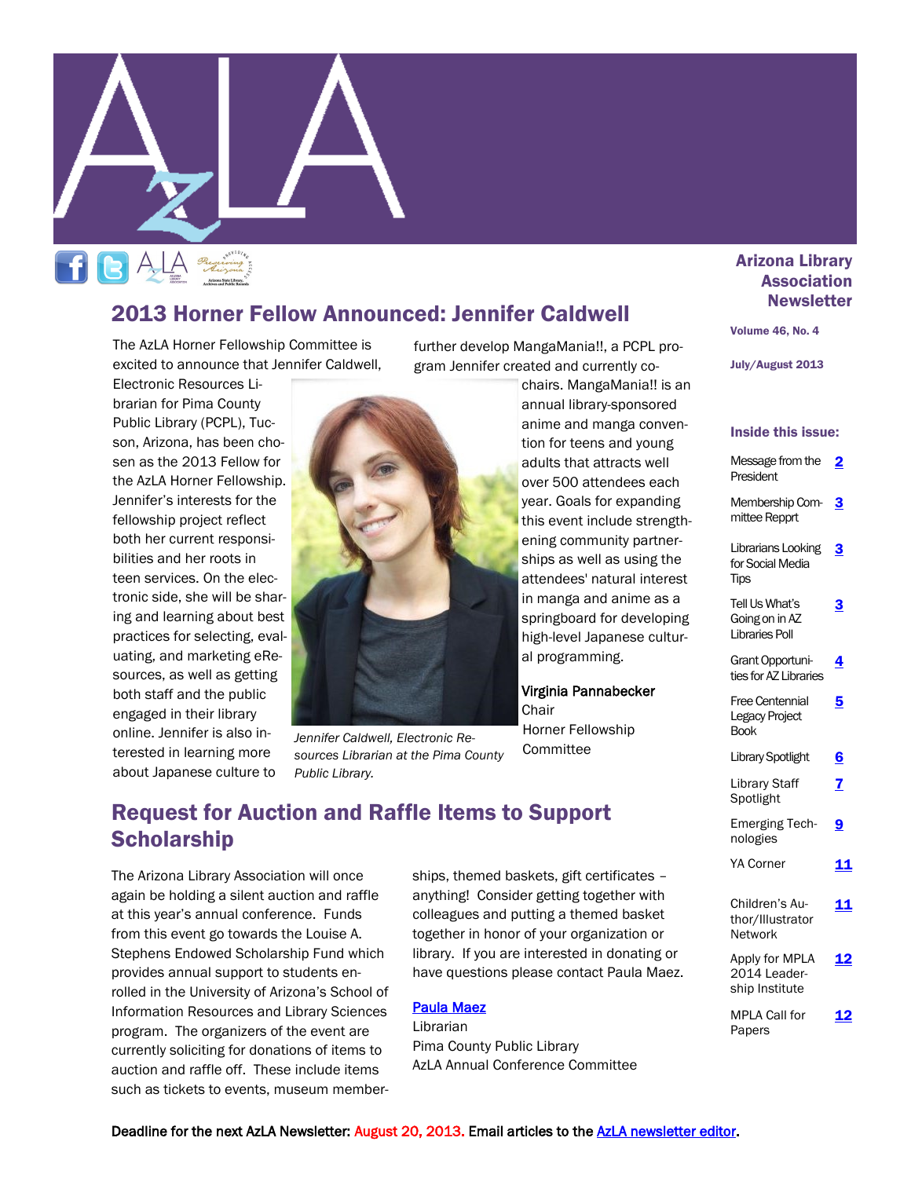# Arizona Library Association Newsletter

Volume 46, No. 4

July/August 2013

**Inside this issue:**

| | |
|---|---|
| Message from the President | 2 |
| Membership Committee Repprt | 3 |
| Librarians Looking for Social Media Tips | 3 |
| Tell Us What's Going on in AZ Libraries Poll | 3 |
| Grant Opportunities for AZ Libraries | 4 |
| Free Centennial Legacy Project Book | 5 |
| Library Spotlight | 6 |
| Library Staff Spotlight | 7 |
| Emerging Technologies | 9 |
| YA Corner | 11 |
| Children's Author/Illustrator Network | 11 |
| Apply for MPLA 2014 Leadership Institute | 12 |
| MPLA Call for Papers | 12 |

## 2013 Horner Fellow Announced: Jennifer Caldwell

The AzLA Horner Fellowship Committee is excited to announce that Jennifer Caldwell, Electronic Resources Librarian for Pima County Public Library (PCPL), Tucson, Arizona, has been chosen as the 2013 Fellow for the AzLA Horner Fellowship. Jennifer's interests for the fellowship project reflect both her current responsibilities and her roots in teen services. On the electronic side, she will be sharing and learning about best practices for selecting, evaluating, and marketing eResources, as well as getting both staff and the public engaged in their library online. Jennifer is also interested in learning more about Japanese culture to further develop MangaMania!!, a PCPL program Jennifer created and currently co-chairs. MangaMania!! is an annual library-sponsored anime and manga convention for teens and young adults that attracts well over 500 attendees each year. Goals for expanding this event include strengthening community partnerships as well as using the attendees' natural interest in manga and anime as a springboard for developing high-level Japanese cultural programming.

*Jennifer Caldwell, Electronic Resources Librarian at the Pima County Public Library.*

Virginia Pannabecker  
Chair  
Horner Fellowship Committee

## Request for Auction and Raffle Items to Support Scholarship

The Arizona Library Association will once again be holding a silent auction and raffle at this year's annual conference. Funds from this event go towards the Louise A. Stephens Endowed Scholarship Fund which provides annual support to students enrolled in the University of Arizona's School of Information Resources and Library Sciences program. The organizers of the event are currently soliciting for donations of items to auction and raffle off. These include items such as tickets to events, museum memberships, themed baskets, gift certificates – anything! Consider getting together with colleagues and putting a themed basket together in honor of your organization or library. If you are interested in donating or have questions please contact Paula Maez.

Paula Maez  
Librarian  
Pima County Public Library  
AzLA Annual Conference Committee

Deadline for the next AzLA Newsletter: August 20, 2013. Email articles to the AzLA newsletter editor.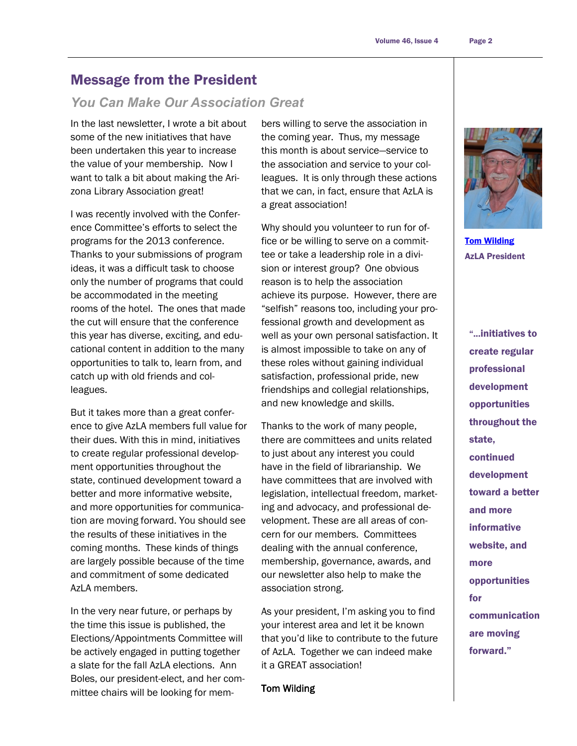## Message from the President

### *You Can Make Our Association Great*

In the last newsletter, I wrote a bit about some of the new initiatives that have been undertaken this year to increase the value of your membership. Now I want to talk a bit about making the Arizona Library Association great!

I was recently involved with the Conference Committee's efforts to select the programs for the 2013 conference. Thanks to your submissions of program ideas, it was a difficult task to choose only the number of programs that could be accommodated in the meeting rooms of the hotel. The ones that made the cut will ensure that the conference this year has diverse, exciting, and educational content in addition to the many opportunities to talk to, learn from, and catch up with old friends and colleagues.

But it takes more than a great conference to give AzLA members full value for their dues. With this in mind, initiatives to create regular professional development opportunities throughout the state, continued development toward a better and more informative website, and more opportunities for communication are moving forward. You should see the results of these initiatives in the coming months. These kinds of things are largely possible because of the time and commitment of some dedicated AzLA members.

In the very near future, or perhaps by the time this issue is published, the Elections/Appointments Committee will be actively engaged in putting together a slate for the fall AzLA elections. Ann Boles, our president-elect, and her committee chairs will be looking for members willing to serve the association in the coming year. Thus, my message this month is about service—service to the association and service to your colleagues. It is only through these actions that we can, in fact, ensure that AzLA is a great association!

Why should you volunteer to run for office or be willing to serve on a committee or take a leadership role in a division or interest group? One obvious reason is to help the association achieve its purpose. However, there are "selfish" reasons too, including your professional growth and development as well as your own personal satisfaction. It is almost impossible to take on any of these roles without gaining individual satisfaction, professional pride, new friendships and collegial relationships, and new knowledge and skills.

Thanks to the work of many people, there are committees and units related to just about any interest you could have in the field of librarianship. We have committees that are involved with legislation, intellectual freedom, marketing and advocacy, and professional development. These are all areas of concern for our members. Committees dealing with the annual conference, membership, governance, awards, and our newsletter also help to make the association strong.

As your president, I'm asking you to find your interest area and let it be known that you'd like to contribute to the future of AzLA. Together we can indeed make it a GREAT association!

Tom Wilding

[Tom Wilding](#)
**AzLA President**

**"…initiatives to create regular professional development opportunities throughout the state, continued development toward a better and more informative website, and more opportunities for communication are moving forward."**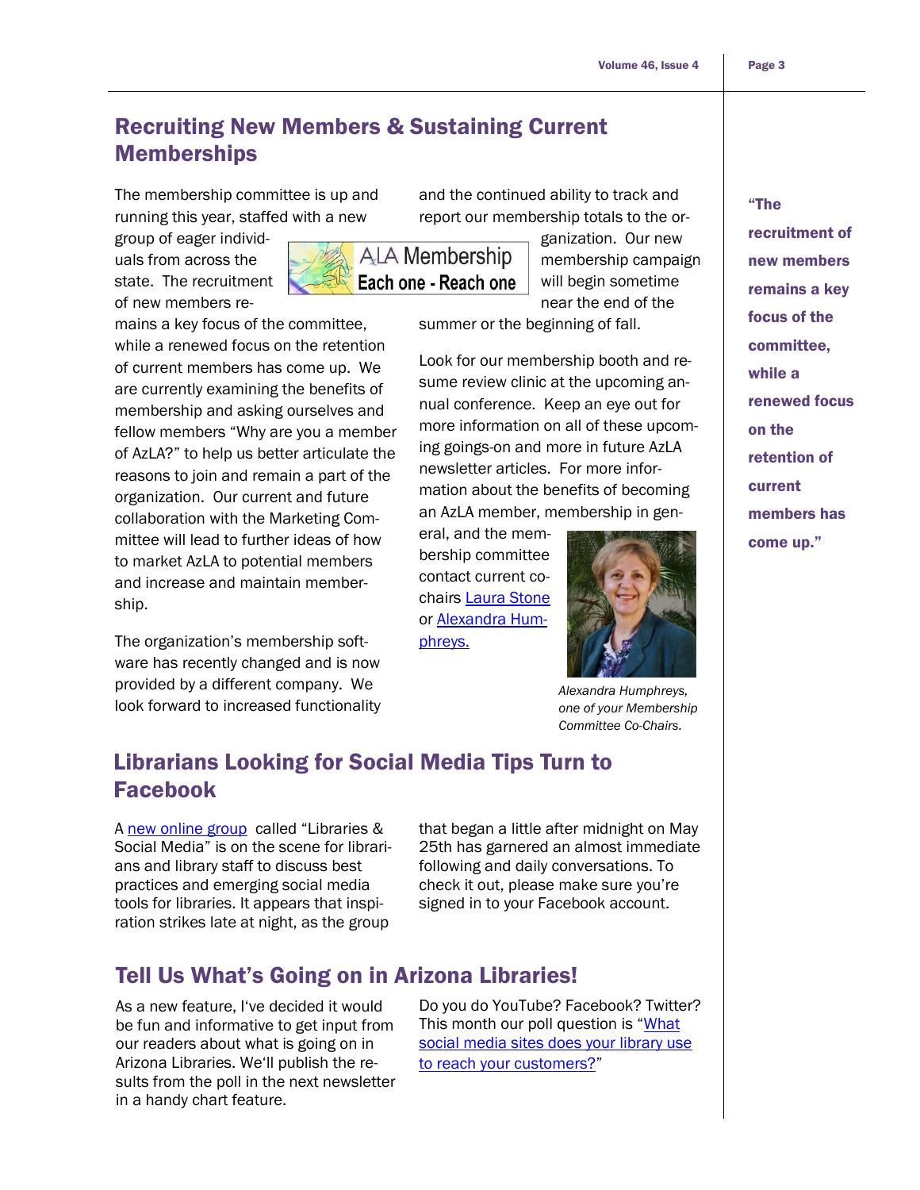## Recruiting New Members & Sustaining Current Memberships

The membership committee is up and running this year, staffed with a new group of eager individuals from across the state. The recruitment of new members remains a key focus of the committee, while a renewed focus on the retention of current members has come up. We are currently examining the benefits of membership and asking ourselves and fellow members "Why are you a member of AzLA?" to help us better articulate the reasons to join and remain a part of the organization. Our current and future collaboration with the Marketing Committee will lead to further ideas of how to market AzLA to potential members and increase and maintain membership.

The organization's membership software has recently changed and is now provided by a different company. We look forward to increased functionality and the continued ability to track and report our membership totals to the organization. Our new membership campaign will begin sometime near the end of the summer or the beginning of fall.

Look for our membership booth and resume review clinic at the upcoming annual conference. Keep an eye out for more information on all of these upcoming goings-on and more in future AzLA newsletter articles. For more information about the benefits of becoming an AzLA member, membership in general, and the membership committee contact current co-chairs [Laura Stone]() or [Alexandra Humphreys.]()

*Alexandra Humphreys, one of your Membership Committee Co-Chairs.*

**"The recruitment of new members remains a key focus of the committee, while a renewed focus on the retention of current members has come up."**

## Librarians Looking for Social Media Tips Turn to Facebook

A [new online group]() called "Libraries & Social Media" is on the scene for librarians and library staff to discuss best practices and emerging social media tools for libraries. It appears that inspiration strikes late at night, as the group that began a little after midnight on May 25th has garnered an almost immediate following and daily conversations. To check it out, please make sure you're signed in to your Facebook account.

## Tell Us What's Going on in Arizona Libraries!

As a new feature, I've decided it would be fun and informative to get input from our readers about what is going on in Arizona Libraries. We'll publish the results from the poll in the next newsletter in a handy chart feature.

Do you do YouTube? Facebook? Twitter? This month our poll question is "[What social media sites does your library use to reach your customers?]()"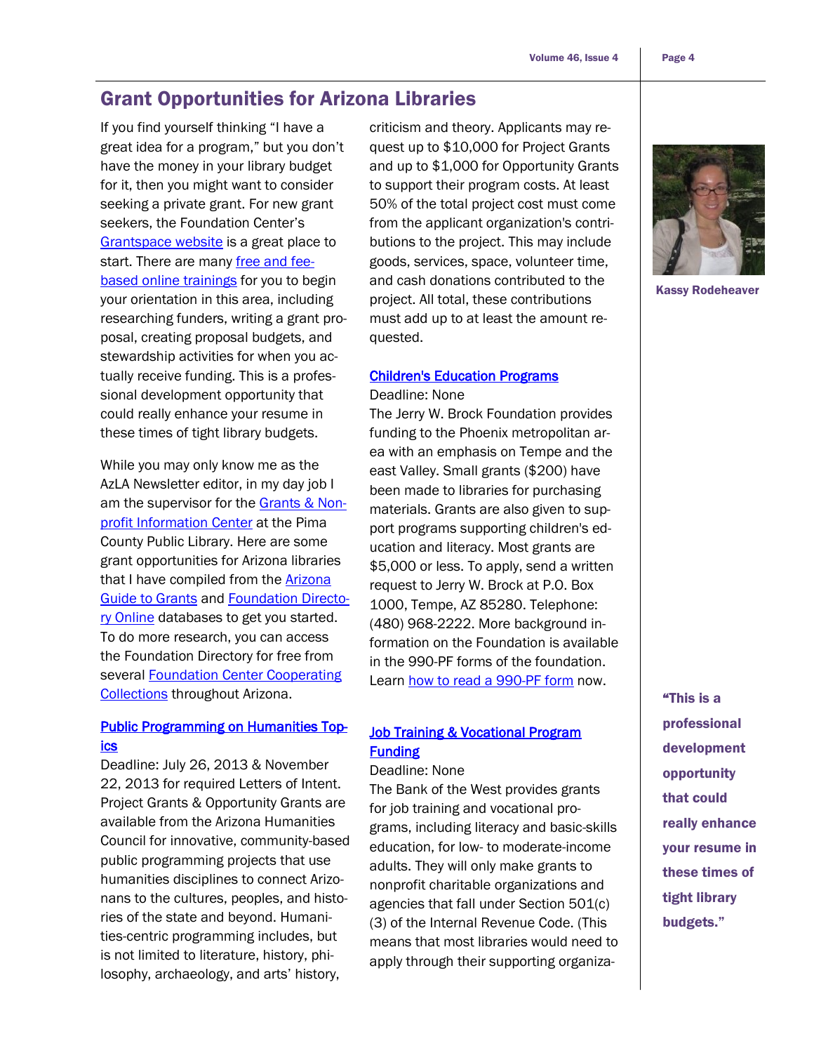## Grant Opportunities for Arizona Libraries

If you find yourself thinking "I have a great idea for a program," but you don't have the money in your library budget for it, then you might want to consider seeking a private grant. For new grant seekers, the Foundation Center's Grantspace website is a great place to start. There are many free and fee-based online trainings for you to begin your orientation in this area, including researching funders, writing a grant proposal, creating proposal budgets, and stewardship activities for when you actually receive funding. This is a professional development opportunity that could really enhance your resume in these times of tight library budgets.

While you may only know me as the AzLA Newsletter editor, in my day job I am the supervisor for the Grants & Nonprofit Information Center at the Pima County Public Library. Here are some grant opportunities for Arizona libraries that I have compiled from the Arizona Guide to Grants and Foundation Directory Online databases to get you started. To do more research, you can access the Foundation Directory for free from several Foundation Center Cooperating Collections throughout Arizona.

Kassy Rodeheaver

**"This is a professional development opportunity that could really enhance your resume in these times of tight library budgets."**

### Public Programming on Humanities Topics

Deadline: July 26, 2013 & November 22, 2013 for required Letters of Intent. Project Grants & Opportunity Grants are available from the Arizona Humanities Council for innovative, community-based public programming projects that use humanities disciplines to connect Arizonans to the cultures, peoples, and histories of the state and beyond. Humanities-centric programming includes, but is not limited to literature, history, philosophy, archaeology, and arts' history, criticism and theory. Applicants may request up to $10,000 for Project Grants and up to $1,000 for Opportunity Grants to support their program costs. At least 50% of the total project cost must come from the applicant organization's contributions to the project. This may include goods, services, space, volunteer time, and cash donations contributed to the project. All total, these contributions must add up to at least the amount requested.

### Children's Education Programs

Deadline: None

The Jerry W. Brock Foundation provides funding to the Phoenix metropolitan area with an emphasis on Tempe and the east Valley. Small grants ($200) have been made to libraries for purchasing materials. Grants are also given to support programs supporting children's education and literacy. Most grants are $5,000 or less. To apply, send a written request to Jerry W. Brock at P.O. Box 1000, Tempe, AZ 85280. Telephone: (480) 968-2222. More background information on the Foundation is available in the 990-PF forms of the foundation. Learn how to read a 990-PF form now.

### Job Training & Vocational Program Funding

Deadline: None

The Bank of the West provides grants for job training and vocational programs, including literacy and basic-skills education, for low- to moderate-income adults. They will only make grants to nonprofit charitable organizations and agencies that fall under Section 501(c)(3) of the Internal Revenue Code. (This means that most libraries would need to apply through their supporting organiza-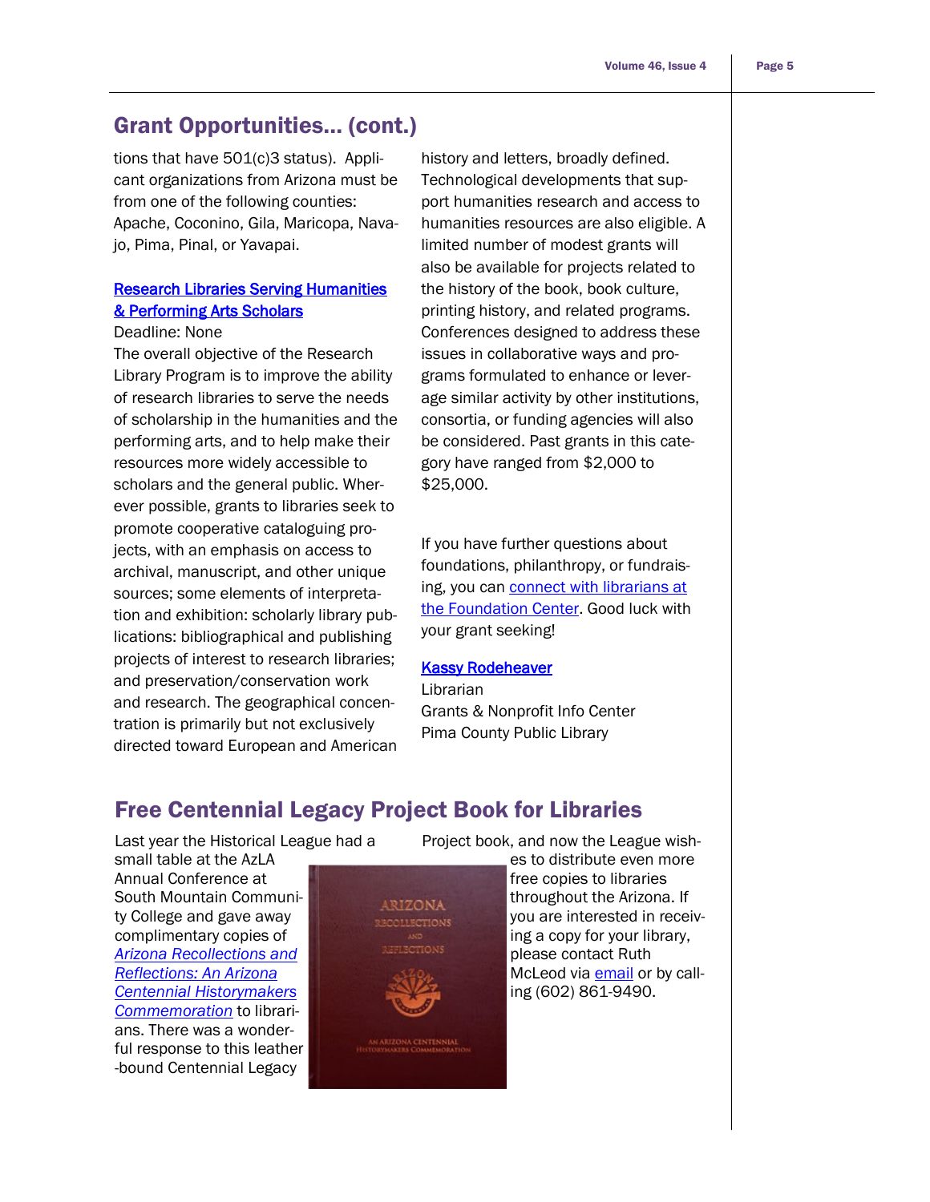## Grant Opportunities... (cont.)

tions that have 501(c)3 status). Applicant organizations from Arizona must be from one of the following counties: Apache, Coconino, Gila, Maricopa, Navajo, Pima, Pinal, or Yavapai.

**Research Libraries Serving Humanities & Performing Arts Scholars**

Deadline: None

The overall objective of the Research Library Program is to improve the ability of research libraries to serve the needs of scholarship in the humanities and the performing arts, and to help make their resources more widely accessible to scholars and the general public. Wherever possible, grants to libraries seek to promote cooperative cataloguing projects, with an emphasis on access to archival, manuscript, and other unique sources; some elements of interpretation and exhibition: scholarly library publications: bibliographical and publishing projects of interest to research libraries; and preservation/conservation work and research. The geographical concentration is primarily but not exclusively directed toward European and American history and letters, broadly defined. Technological developments that support humanities research and access to humanities resources are also eligible. A limited number of modest grants will also be available for projects related to the history of the book, book culture, printing history, and related programs. Conferences designed to address these issues in collaborative ways and programs formulated to enhance or leverage similar activity by other institutions, consortia, or funding agencies will also be considered. Past grants in this category have ranged from $2,000 to $25,000.

If you have further questions about foundations, philanthropy, or fundraising, you can connect with librarians at the Foundation Center. Good luck with your grant seeking!

Kassy Rodeheaver
Librarian
Grants & Nonprofit Info Center
Pima County Public Library

## Free Centennial Legacy Project Book for Libraries

Last year the Historical League had a small table at the AzLA Annual Conference at South Mountain Community College and gave away complimentary copies of *Arizona Recollections and Reflections: An Arizona Centennial Historymakers Commemoration* to librarians. There was a wonderful response to this leather-bound Centennial Legacy Project book, and now the League wishes to distribute even more free copies to libraries throughout the Arizona. If you are interested in receiving a copy for your library, please contact Ruth McLeod via email or by calling (602) 861-9490.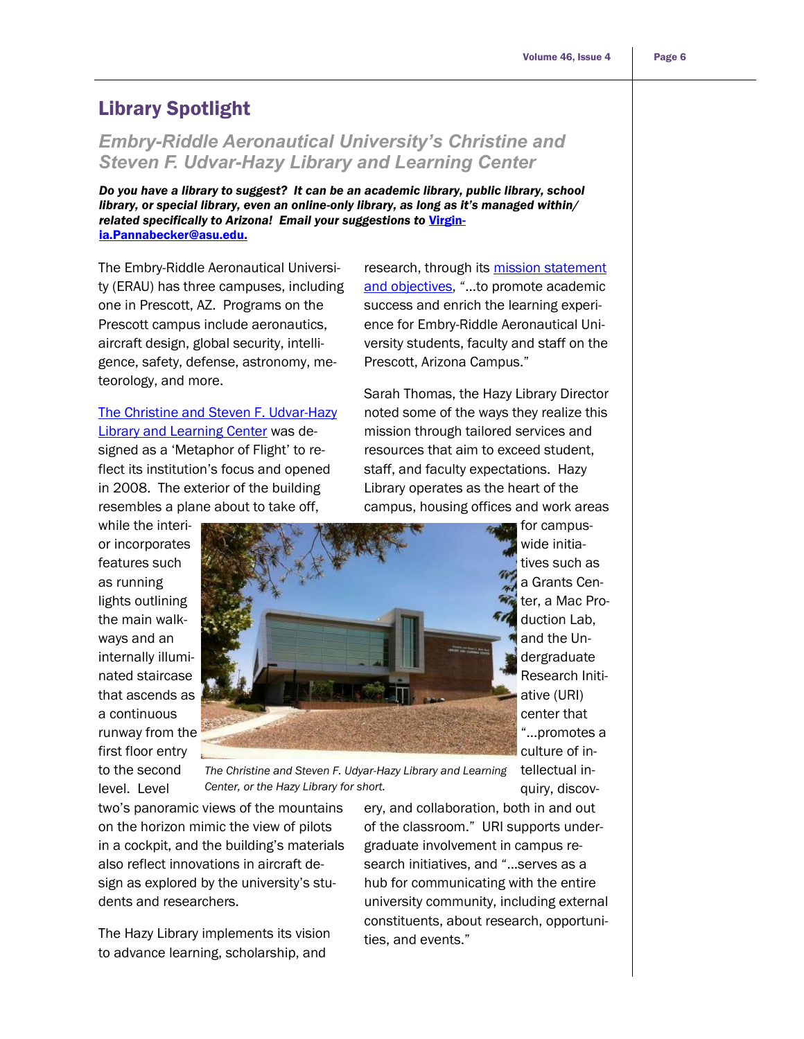## Library Spotlight

### *Embry-Riddle Aeronautical University's Christine and Steven F. Udvar-Hazy Library and Learning Center*

***Do you have a library to suggest? It can be an academic library, public library, school library, or special library, even an online-only library, as long as it's managed within/related specifically to Arizona! Email your suggestions to [Virginia.Pannabecker@asu.edu.](mailto:Virginia.Pannabecker@asu.edu)***

The Embry-Riddle Aeronautical University (ERAU) has three campuses, including one in Prescott, AZ. Programs on the Prescott campus include aeronautics, aircraft design, global security, intelligence, safety, defense, astronomy, meteorology, and more.

The Christine and Steven F. Udvar-Hazy Library and Learning Center was designed as a 'Metaphor of Flight' to reflect its institution's focus and opened in 2008. The exterior of the building resembles a plane about to take off, while the interior incorporates features such as running lights outlining the main walkways and an internally illuminated staircase that ascends as a continuous runway from the first floor entry to the second level. Level two's panoramic views of the mountains on the horizon mimic the view of pilots in a cockpit, and the building's materials also reflect innovations in aircraft design as explored by the university's students and researchers.

*The Christine and Steven F. Udyar-Hazy Library and Learning Center, or the Hazy Library for short.*

The Hazy Library implements its vision to advance learning, scholarship, and research, through its mission statement and objectives, "…to promote academic success and enrich the learning experience for Embry-Riddle Aeronautical University students, faculty and staff on the Prescott, Arizona Campus."

Sarah Thomas, the Hazy Library Director noted some of the ways they realize this mission through tailored services and resources that aim to exceed student, staff, and faculty expectations. Hazy Library operates as the heart of the campus, housing offices and work areas for campus-wide initiatives such as a Grants Center, a Mac Production Lab, and the Undergraduate Research Initiative (URI) center that "…promotes a culture of intellectual inquiry, discovery, and collaboration, both in and out of the classroom." URI supports undergraduate involvement in campus research initiatives, and "…serves as a hub for communicating with the entire university community, including external constituents, about research, opportunities, and events."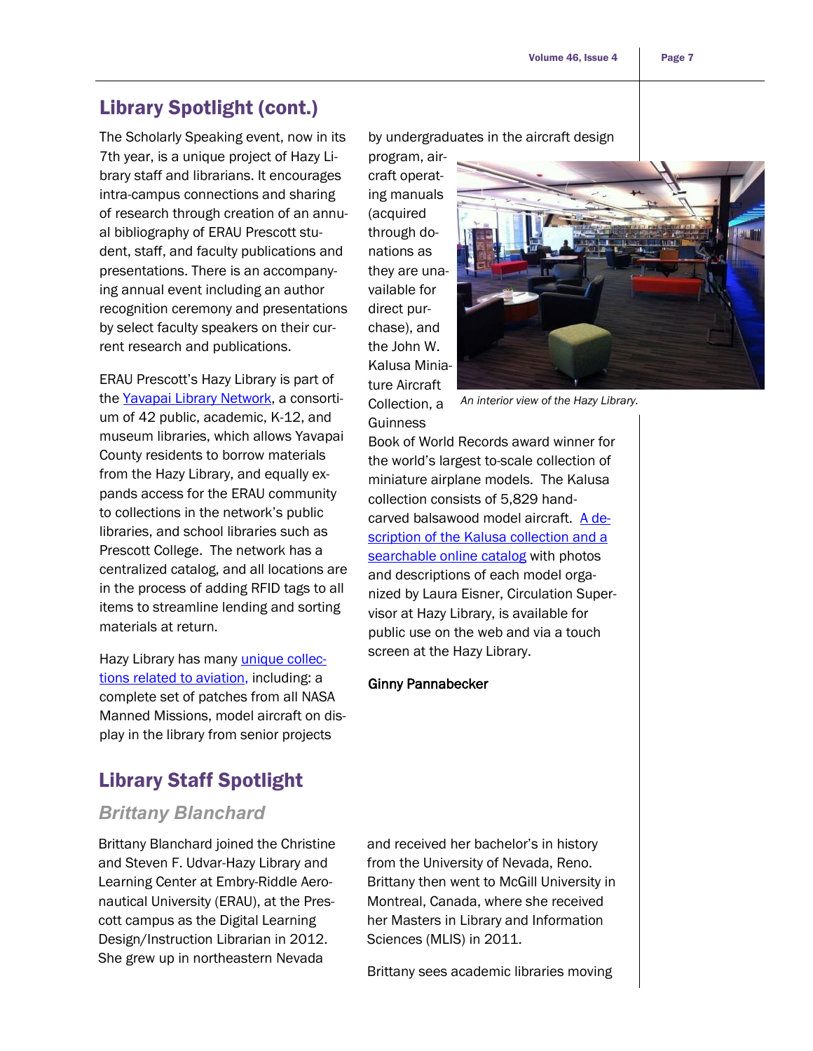## Library Spotlight (cont.)

The Scholarly Speaking event, now in its 7th year, is a unique project of Hazy Library staff and librarians. It encourages intra-campus connections and sharing of research through creation of an annual bibliography of ERAU Prescott student, staff, and faculty publications and presentations. There is an accompanying annual event including an author recognition ceremony and presentations by select faculty speakers on their current research and publications.

ERAU Prescott's Hazy Library is part of the Yavapai Library Network, a consortium of 42 public, academic, K-12, and museum libraries, which allows Yavapai County residents to borrow materials from the Hazy Library, and equally expands access for the ERAU community to collections in the network's public libraries, and school libraries such as Prescott College. The network has a centralized catalog, and all locations are in the process of adding RFID tags to all items to streamline lending and sorting materials at return.

Hazy Library has many unique collections related to aviation, including: a complete set of patches from all NASA Manned Missions, model aircraft on display in the library from senior projects by undergraduates in the aircraft design program, aircraft operating manuals (acquired through donations as they are unavailable for direct purchase), and the John W. Kalusa Miniature Aircraft Collection, a Guinness Book of World Records award winner for the world's largest to-scale collection of miniature airplane models. The Kalusa collection consists of 5,829 hand-carved balsawood model aircraft. A description of the Kalusa collection and a searchable online catalog with photos and descriptions of each model organized by Laura Eisner, Circulation Supervisor at Hazy Library, is available for public use on the web and via a touch screen at the Hazy Library.

*An interior view of the Hazy Library.*

**Ginny Pannabecker**

## Library Staff Spotlight

### *Brittany Blanchard*

Brittany Blanchard joined the Christine and Steven F. Udvar-Hazy Library and Learning Center at Embry-Riddle Aeronautical University (ERAU), at the Prescott campus as the Digital Learning Design/Instruction Librarian in 2012. She grew up in northeastern Nevada and received her bachelor's in history from the University of Nevada, Reno. Brittany then went to McGill University in Montreal, Canada, where she received her Masters in Library and Information Sciences (MLIS) in 2011.

Brittany sees academic libraries moving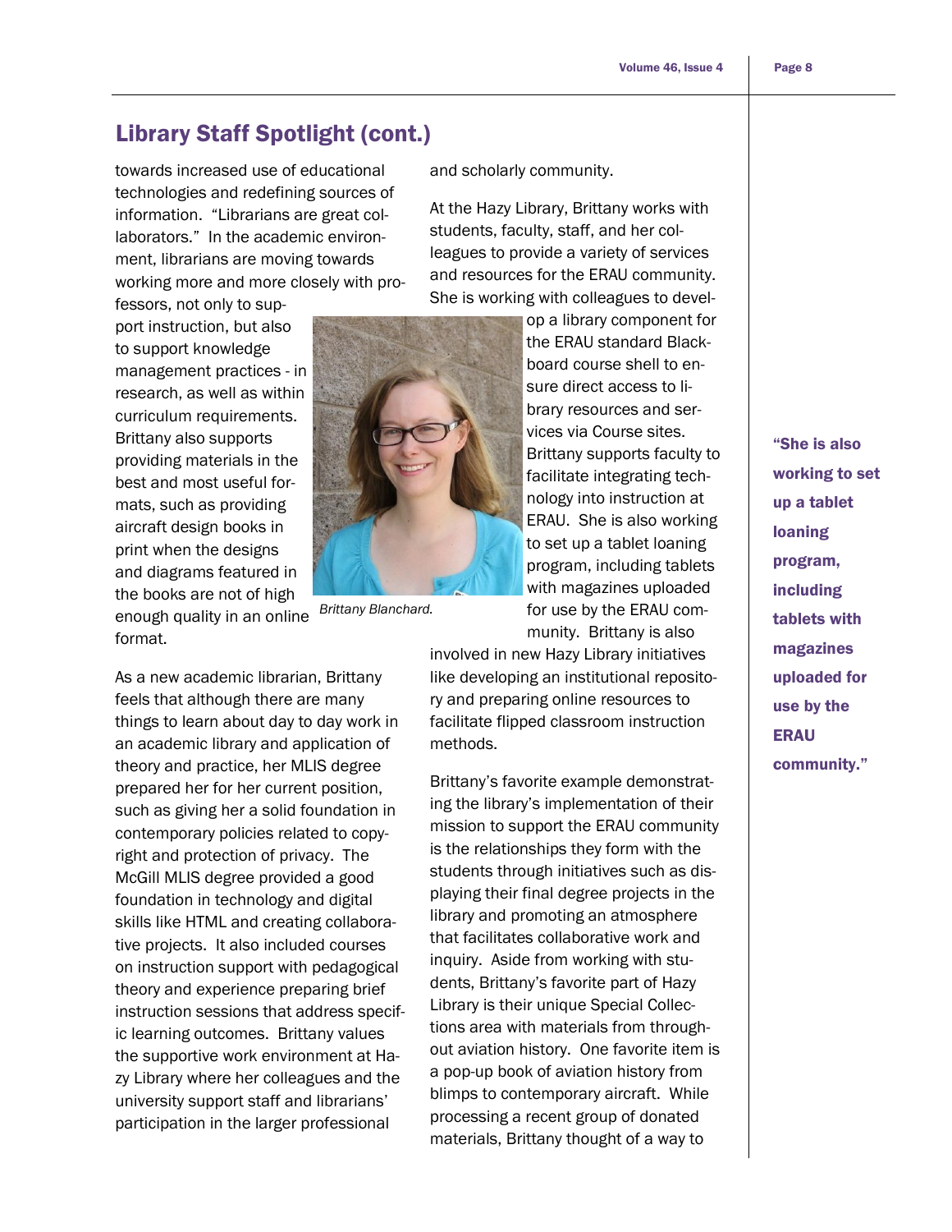## Library Staff Spotlight (cont.)

towards increased use of educational technologies and redefining sources of information. "Librarians are great collaborators." In the academic environment, librarians are moving towards working more and more closely with professors, not only to support instruction, but also to support knowledge management practices - in research, as well as within curriculum requirements. Brittany also supports providing materials in the best and most useful formats, such as providing aircraft design books in print when the designs and diagrams featured in the books are not of high enough quality in an online format.

*Brittany Blanchard.*

As a new academic librarian, Brittany feels that although there are many things to learn about day to day work in an academic library and application of theory and practice, her MLIS degree prepared her for her current position, such as giving her a solid foundation in contemporary policies related to copyright and protection of privacy. The McGill MLIS degree provided a good foundation in technology and digital skills like HTML and creating collaborative projects. It also included courses on instruction support with pedagogical theory and experience preparing brief instruction sessions that address specific learning outcomes. Brittany values the supportive work environment at Hazy Library where her colleagues and the university support staff and librarians' participation in the larger professional and scholarly community.

At the Hazy Library, Brittany works with students, faculty, staff, and her colleagues to provide a variety of services and resources for the ERAU community. She is working with colleagues to develop a library component for the ERAU standard Blackboard course shell to ensure direct access to library resources and services via Course sites. Brittany supports faculty to facilitate integrating technology into instruction at ERAU. She is also working to set up a tablet loaning program, including tablets with magazines uploaded for use by the ERAU community. Brittany is also involved in new Hazy Library initiatives like developing an institutional repository and preparing online resources to facilitate flipped classroom instruction methods.

**"She is also working to set up a tablet loaning program, including tablets with magazines uploaded for use by the ERAU community."**

Brittany's favorite example demonstrating the library's implementation of their mission to support the ERAU community is the relationships they form with the students through initiatives such as displaying their final degree projects in the library and promoting an atmosphere that facilitates collaborative work and inquiry. Aside from working with students, Brittany's favorite part of Hazy Library is their unique Special Collections area with materials from throughout aviation history. One favorite item is a pop-up book of aviation history from blimps to contemporary aircraft. While processing a recent group of donated materials, Brittany thought of a way to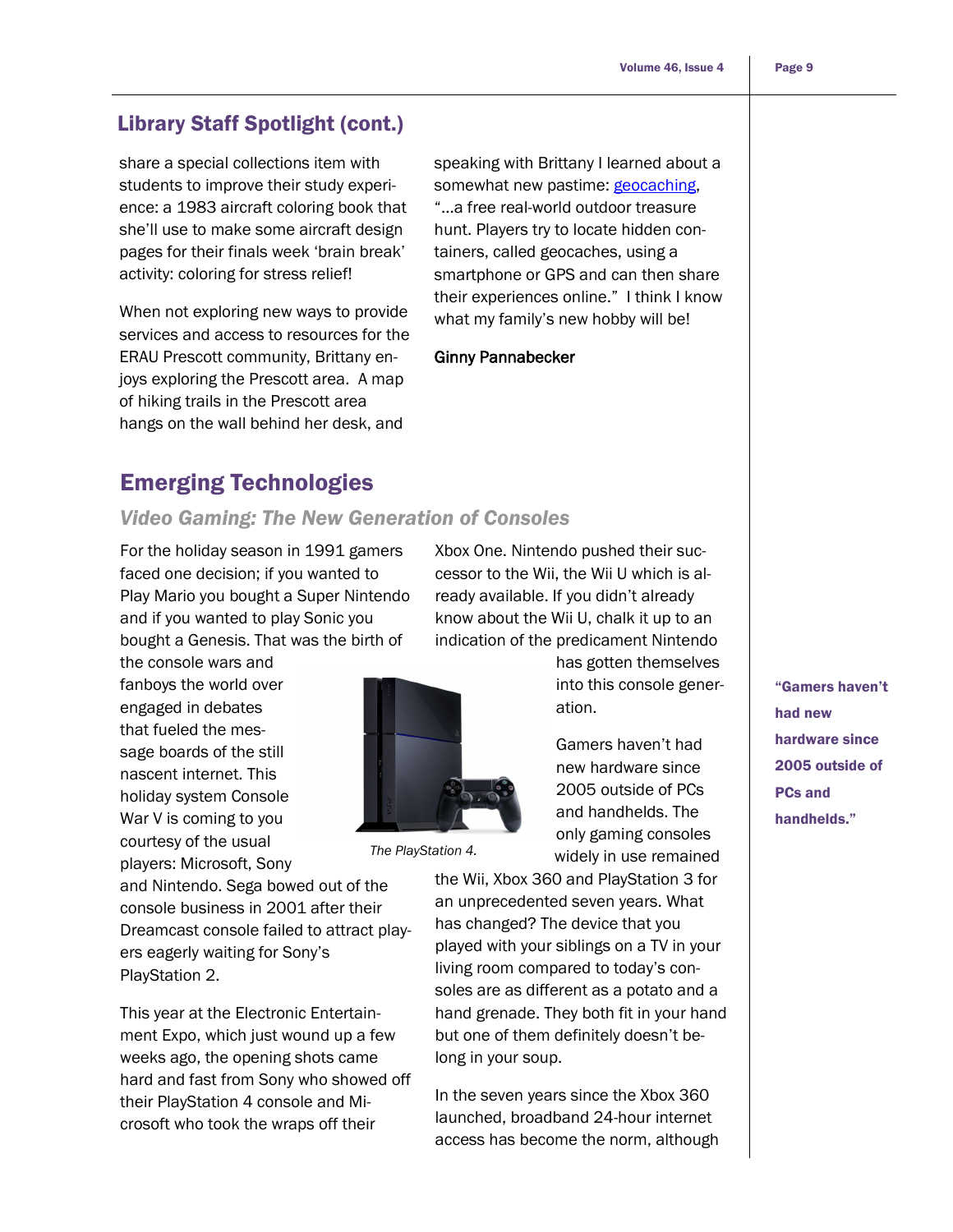## Library Staff Spotlight (cont.)

share a special collections item with students to improve their study experience: a 1983 aircraft coloring book that she'll use to make some aircraft design pages for their finals week 'brain break' activity: coloring for stress relief!

When not exploring new ways to provide services and access to resources for the ERAU Prescott community, Brittany enjoys exploring the Prescott area. A map of hiking trails in the Prescott area hangs on the wall behind her desk, and speaking with Brittany I learned about a somewhat new pastime: geocaching, "…a free real-world outdoor treasure hunt. Players try to locate hidden containers, called geocaches, using a smartphone or GPS and can then share their experiences online." I think I know what my family's new hobby will be!

Ginny Pannabecker

## Emerging Technologies

### *Video Gaming: The New Generation of Consoles*

For the holiday season in 1991 gamers faced one decision; if you wanted to Play Mario you bought a Super Nintendo and if you wanted to play Sonic you bought a Genesis. That was the birth of the console wars and fanboys the world over engaged in debates that fueled the message boards of the still nascent internet. This holiday system Console War V is coming to you courtesy of the usual players: Microsoft, Sony and Nintendo. Sega bowed out of the console business in 2001 after their Dreamcast console failed to attract players eagerly waiting for Sony's PlayStation 2.

*The PlayStation 4.*

This year at the Electronic Entertainment Expo, which just wound up a few weeks ago, the opening shots came hard and fast from Sony who showed off their PlayStation 4 console and Microsoft who took the wraps off their Xbox One. Nintendo pushed their successor to the Wii, the Wii U which is already available. If you didn't already know about the Wii U, chalk it up to an indication of the predicament Nintendo has gotten themselves into this console generation.

Gamers haven't had new hardware since 2005 outside of PCs and handhelds. The only gaming consoles widely in use remained the Wii, Xbox 360 and PlayStation 3 for an unprecedented seven years. What has changed? The device that you played with your siblings on a TV in your living room compared to today's consoles are as different as a potato and a hand grenade. They both fit in your hand but one of them definitely doesn't belong in your soup.

**"Gamers haven't had new hardware since 2005 outside of PCs and handhelds."**

In the seven years since the Xbox 360 launched, broadband 24-hour internet access has become the norm, although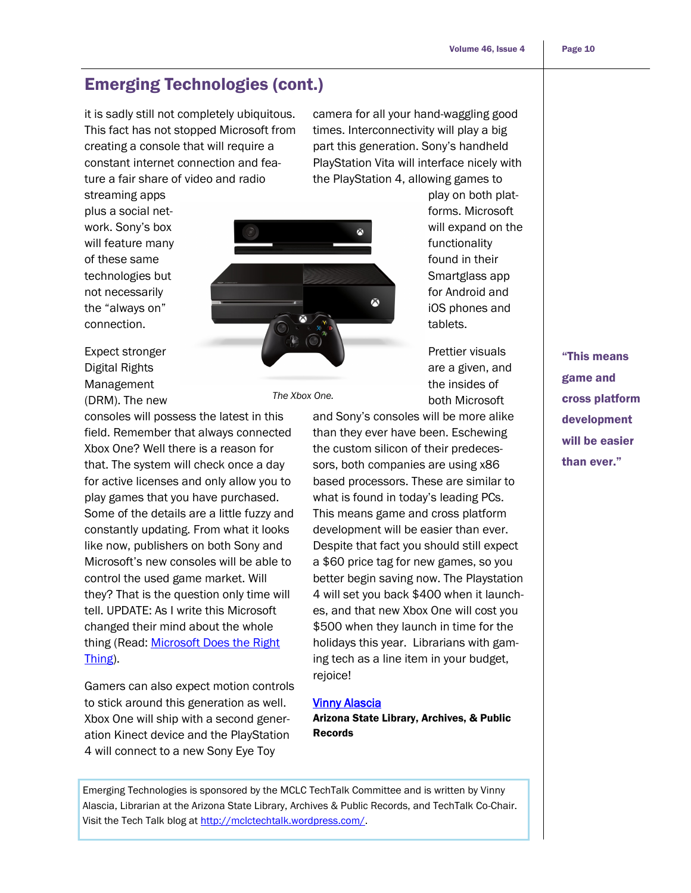## Emerging Technologies (cont.)

it is sadly still not completely ubiquitous. This fact has not stopped Microsoft from creating a console that will require a constant internet connection and feature a fair share of video and radio streaming apps plus a social network. Sony's box will feature many of these same technologies but not necessarily the "always on" connection.

*The Xbox One.*

Expect stronger Digital Rights Management (DRM). The new consoles will possess the latest in this field. Remember that always connected Xbox One? Well there is a reason for that. The system will check once a day for active licenses and only allow you to play games that you have purchased. Some of the details are a little fuzzy and constantly updating. From what it looks like now, publishers on both Sony and Microsoft's new consoles will be able to control the used game market. Will they? That is the question only time will tell. UPDATE: As I write this Microsoft changed their mind about the whole thing (Read: [Microsoft Does the Right Thing](#)).

Gamers can also expect motion controls to stick around this generation as well. Xbox One will ship with a second generation Kinect device and the PlayStation 4 will connect to a new Sony Eye Toy camera for all your hand-waggling good times. Interconnectivity will play a big part this generation. Sony's handheld PlayStation Vita will interface nicely with the PlayStation 4, allowing games to play on both platforms. Microsoft will expand on the functionality found in their Smartglass app for Android and iOS phones and tablets.

Prettier visuals are a given, and the insides of both Microsoft and Sony's consoles will be more alike than they ever have been. Eschewing the custom silicon of their predecessors, both companies are using x86 based processors. These are similar to what is found in today's leading PCs. This means game and cross platform development will be easier than ever. Despite that fact you should still expect a $60 price tag for new games, so you better begin saving now. The Playstation 4 will set you back $400 when it launches, and that new Xbox One will cost you $500 when they launch in time for the holidays this year. Librarians with gaming tech as a line item in your budget, rejoice!

[Vinny Alascia](#)
**Arizona State Library, Archives, & Public Records**

> **"This means game and cross platform development will be easier than ever."**

Emerging Technologies is sponsored by the MCLC TechTalk Committee and is written by Vinny Alascia, Librarian at the Arizona State Library, Archives & Public Records, and TechTalk Co-Chair. Visit the Tech Talk blog at http://mclctechtalk.wordpress.com/.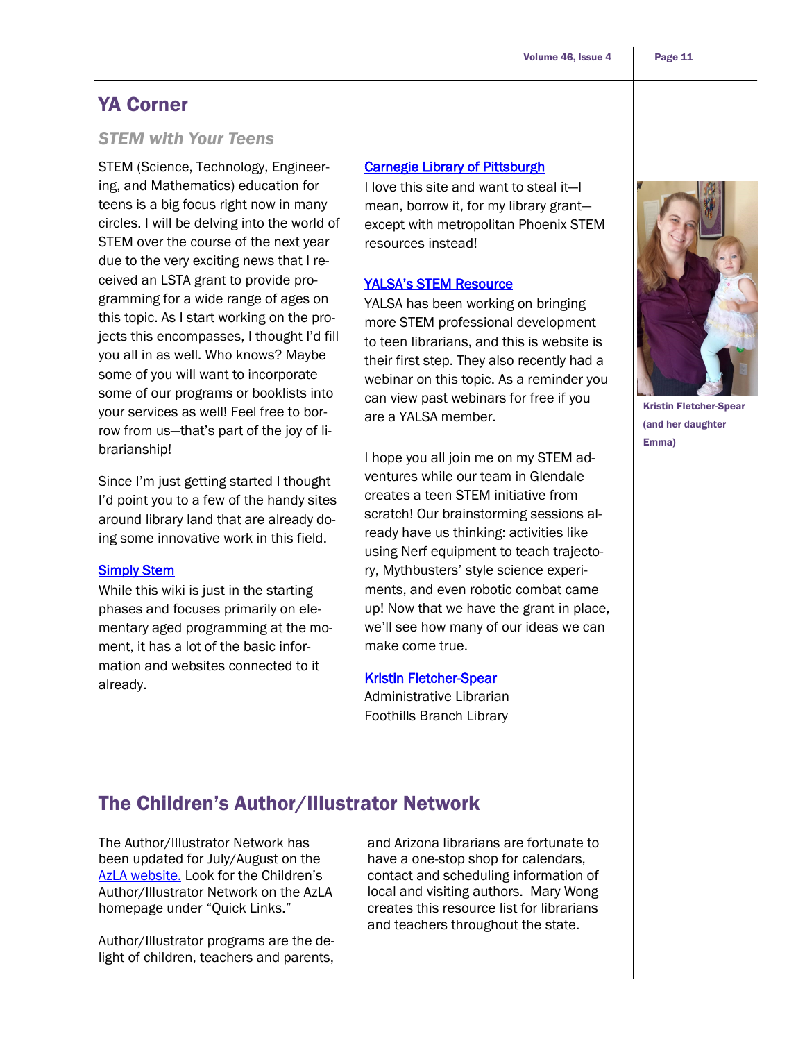# YA Corner

## *STEM with Your Teens*

STEM (Science, Technology, Engineering, and Mathematics) education for teens is a big focus right now in many circles. I will be delving into the world of STEM over the course of the next year due to the very exciting news that I received an LSTA grant to provide programming for a wide range of ages on this topic. As I start working on the projects this encompasses, I thought I'd fill you all in as well. Who knows? Maybe some of you will want to incorporate some of our programs or booklists into your services as well! Feel free to borrow from us—that's part of the joy of librarianship!

Since I'm just getting started I thought I'd point you to a few of the handy sites around library land that are already doing some innovative work in this field.

**Simply Stem**
While this wiki is just in the starting phases and focuses primarily on elementary aged programming at the moment, it has a lot of the basic information and websites connected to it already.

**Carnegie Library of Pittsburgh**
I love this site and want to steal it—I mean, borrow it, for my library grant—except with metropolitan Phoenix STEM resources instead!

**YALSA's STEM Resource**
YALSA has been working on bringing more STEM professional development to teen librarians, and this is website is their first step. They also recently had a webinar on this topic. As a reminder you can view past webinars for free if you are a YALSA member.

I hope you all join me on my STEM adventures while our team in Glendale creates a teen STEM initiative from scratch! Our brainstorming sessions already have us thinking: activities like using Nerf equipment to teach trajectory, Mythbusters' style science experiments, and even robotic combat came up! Now that we have the grant in place, we'll see how many of our ideas we can make come true.

Kristin Fletcher-Spear
Administrative Librarian
Foothills Branch Library

**Kristin Fletcher-Spear (and her daughter Emma)**

# The Children's Author/Illustrator Network

The Author/Illustrator Network has been updated for July/August on the AzLA website. Look for the Children's Author/Illustrator Network on the AzLA homepage under "Quick Links."

Author/Illustrator programs are the delight of children, teachers and parents, and Arizona librarians are fortunate to have a one-stop shop for calendars, contact and scheduling information of local and visiting authors. Mary Wong creates this resource list for librarians and teachers throughout the state.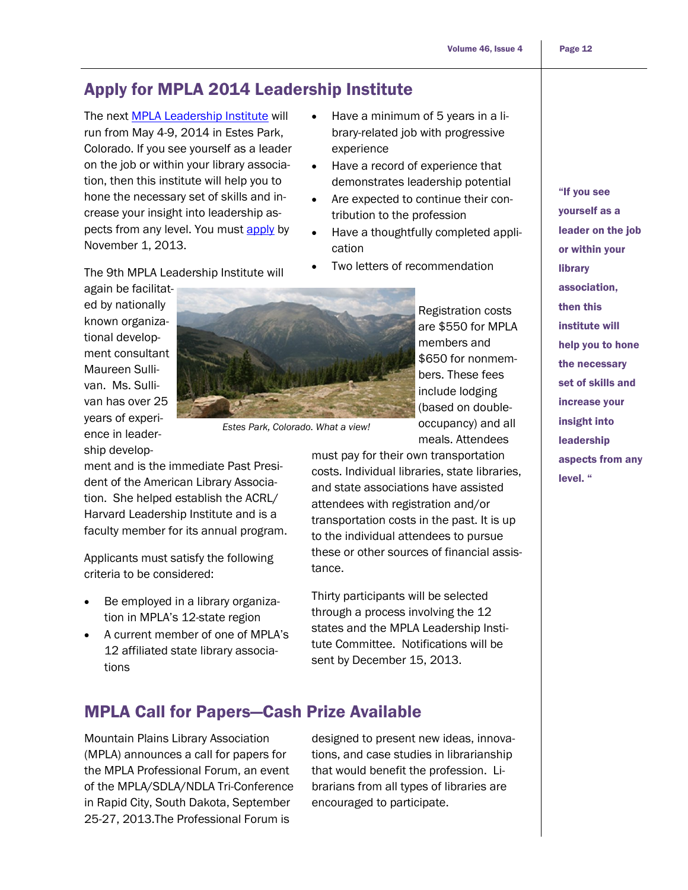## Apply for MPLA 2014 Leadership Institute

The next MPLA Leadership Institute will run from May 4-9, 2014 in Estes Park, Colorado. If you see yourself as a leader on the job or within your library association, then this institute will help you to hone the necessary set of skills and increase your insight into leadership aspects from any level. You must apply by November 1, 2013.

The 9th MPLA Leadership Institute will again be facilitated by nationally known organizational development consultant Maureen Sullivan. Ms. Sullivan has over 25 years of experience in leadership development and is the immediate Past President of the American Library Association. She helped establish the ACRL/Harvard Leadership Institute and is a faculty member for its annual program.

*Estes Park, Colorado. What a view!*

Applicants must satisfy the following criteria to be considered:

- Be employed in a library organization in MPLA's 12-state region
- A current member of one of MPLA's 12 affiliated state library associations
- Have a minimum of 5 years in a library-related job with progressive experience
- Have a record of experience that demonstrates leadership potential
- Are expected to continue their contribution to the profession
- Have a thoughtfully completed application
- Two letters of recommendation

Registration costs are $550 for MPLA members and $650 for nonmembers. These fees include lodging (based on double-occupancy) and all meals. Attendees must pay for their own transportation costs. Individual libraries, state libraries, and state associations have assisted attendees with registration and/or transportation costs in the past. It is up to the individual attendees to pursue these or other sources of financial assistance.

Thirty participants will be selected through a process involving the 12 states and the MPLA Leadership Institute Committee. Notifications will be sent by December 15, 2013.

**"If you see yourself as a leader on the job or within your library association, then this institute will help you to hone the necessary set of skills and increase your insight into leadership aspects from any level. "**

## MPLA Call for Papers—Cash Prize Available

Mountain Plains Library Association (MPLA) announces a call for papers for the MPLA Professional Forum, an event of the MPLA/SDLA/NDLA Tri-Conference in Rapid City, South Dakota, September 25-27, 2013.The Professional Forum is designed to present new ideas, innovations, and case studies in librarianship that would benefit the profession. Librarians from all types of libraries are encouraged to participate.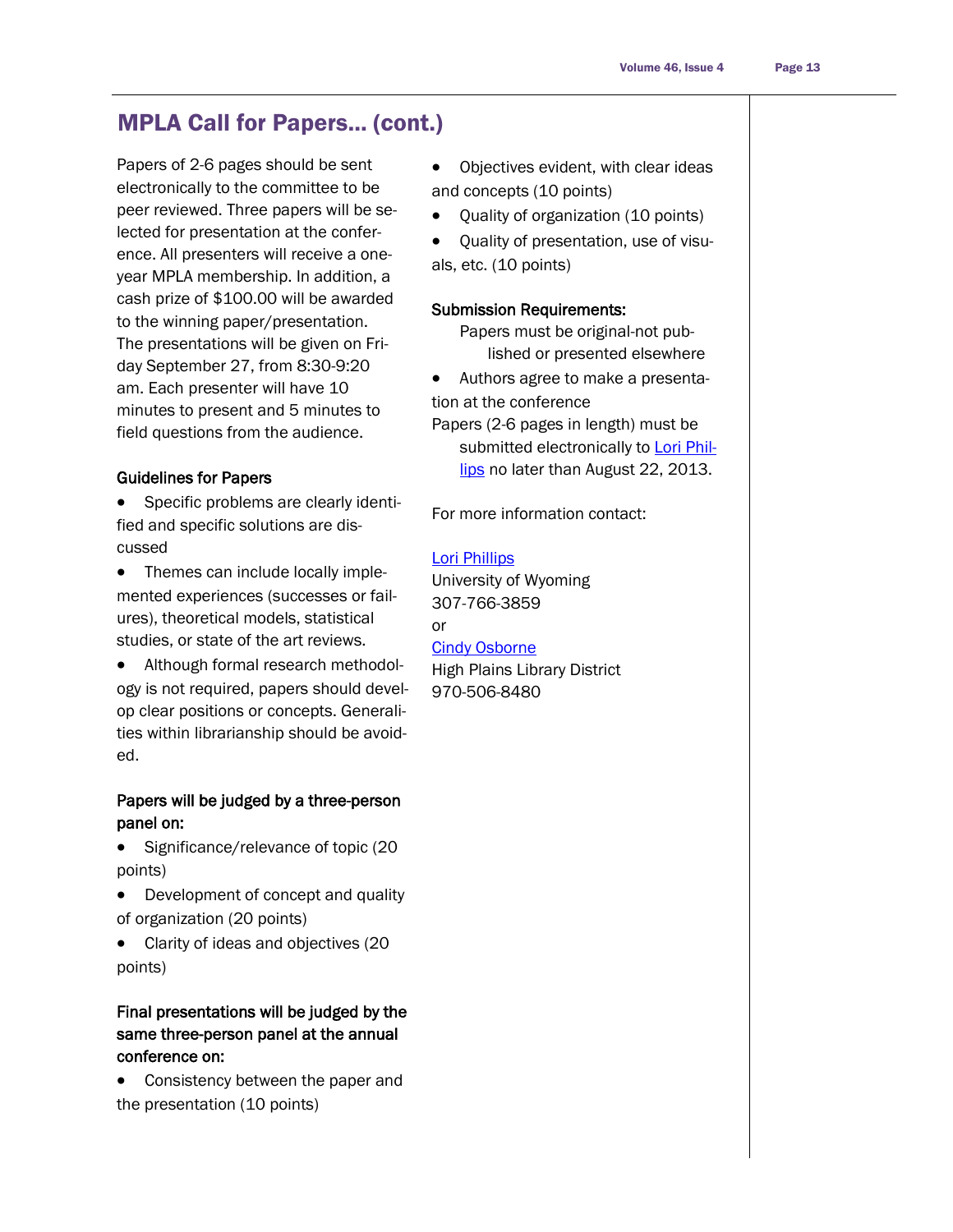## MPLA Call for Papers... (cont.)

Papers of 2-6 pages should be sent electronically to the committee to be peer reviewed. Three papers will be selected for presentation at the conference. All presenters will receive a one-year MPLA membership. In addition, a cash prize of $100.00 will be awarded to the winning paper/presentation. The presentations will be given on Friday September 27, from 8:30-9:20 am. Each presenter will have 10 minutes to present and 5 minutes to field questions from the audience.

**Guidelines for Papers**

- Specific problems are clearly identified and specific solutions are discussed
- Themes can include locally implemented experiences (successes or failures), theoretical models, statistical studies, or state of the art reviews.
- Although formal research methodology is not required, papers should develop clear positions or concepts. Generalities within librarianship should be avoided.

**Papers will be judged by a three-person panel on:**

- Significance/relevance of topic (20 points)
- Development of concept and quality of organization (20 points)
- Clarity of ideas and objectives (20 points)

**Final presentations will be judged by the same three-person panel at the annual conference on:**

- Consistency between the paper and the presentation (10 points)
- Objectives evident, with clear ideas and concepts (10 points)
- Quality of organization (10 points)
- Quality of presentation, use of visuals, etc. (10 points)

**Submission Requirements:**

Papers must be original-not published or presented elsewhere

- Authors agree to make a presentation at the conference

Papers (2-6 pages in length) must be submitted electronically to Lori Phillips no later than August 22, 2013.

For more information contact:

Lori Phillips
University of Wyoming
307-766-3859
or
Cindy Osborne
High Plains Library District
970-506-8480